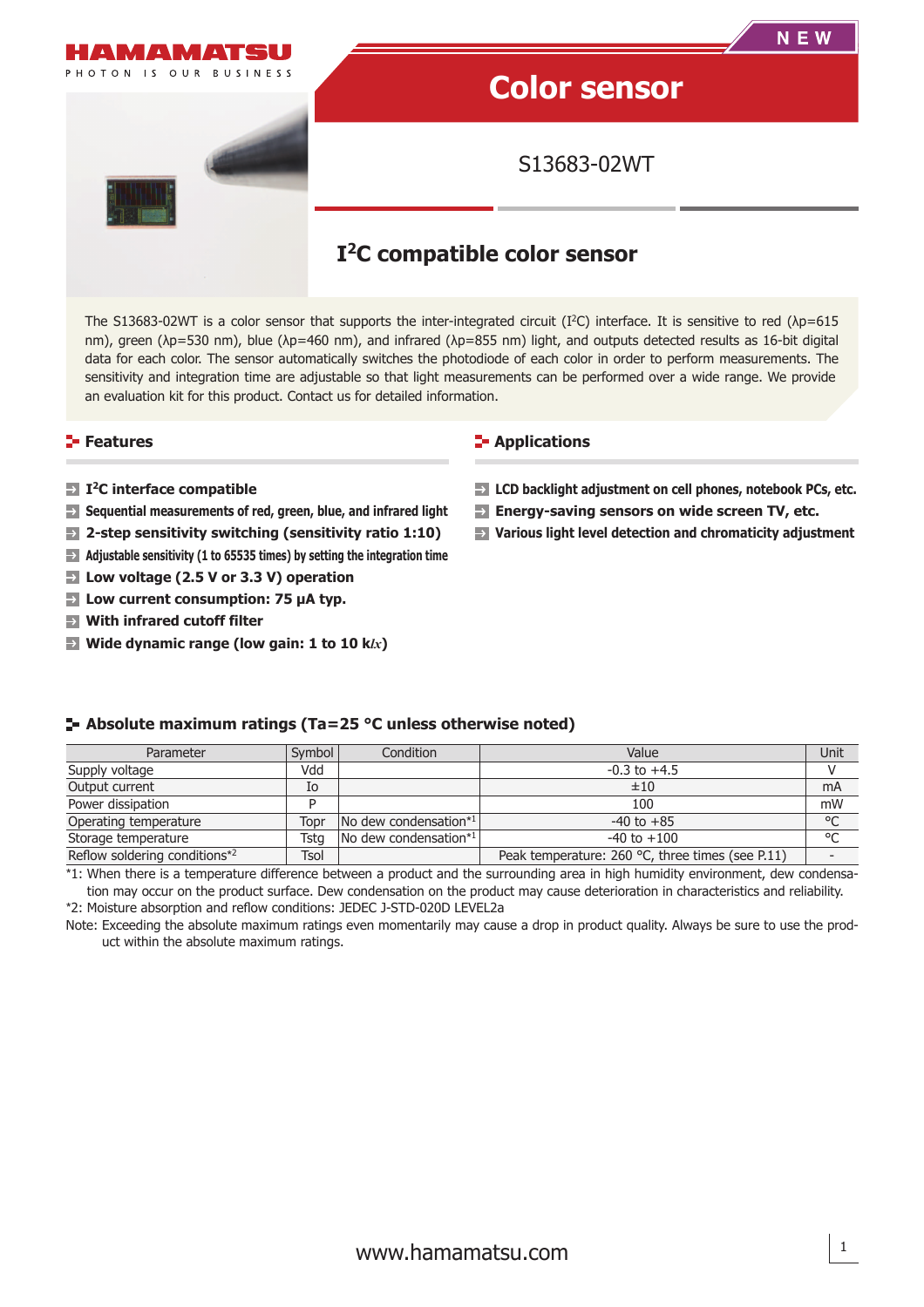HAMAMATSU

PHOTON IS OUR BUSINESS

NEW

# Color sensor

S13683-02WT

## I²C compatible color sensor

The S13683-02WT is a color sensor that supports the inter-integrated circuit (I²C) interface. It is sensitive to red (λp=615 nm), green (λp=530 nm), blue (λp=460 nm), and infrared (λp=855 nm) light, and outputs detected results as 16-bit digital data for each color. The sensor automatically switches the photodiode of each color in order to perform measurements. The sensitivity and integration time are adjustable so that light measurements can be performed over a wide range. We provide an evaluation kit for this product. Contact us for detailed information.

## Features

- **I²C interface compatible**
- **Sequential measurements of red, green, blue, and infrared light**
- **2-step sensitivity switching (sensitivity ratio 1:10)**
- **Adjustable sensitivity (1 to 65535 times) by setting the integration time**
- **Low voltage (2.5 V or 3.3 V) operation**
- **Low current consumption: 75 µA typ.**
- **With infrared cutoff filter**
- **Wide dynamic range (low gain: 1 to 10 k*lx*)**

## Applications

- **LCD backlight adjustment on cell phones, notebook PCs, etc.**
- **Energy-saving sensors on wide screen TV, etc.**
- **Various light level detection and chromaticity adjustment**

## Absolute maximum ratings (Ta=25 °C unless otherwise noted)

| Parameter | Symbol | Condition | Value | Unit |
|---|---|---|---|---|
| Supply voltage | Vdd | | -0.3 to +4.5 | V |
| Output current | Io | | ±10 | mA |
| Power dissipation | P | | 100 | mW |
| Operating temperature | Topr | No dew condensation*1 | -40 to +85 | °C |
| Storage temperature | Tstg | No dew condensation*1 | -40 to +100 | °C |
| Reflow soldering conditions*2 | Tsol | | Peak temperature: 260 °C, three times (see P.11) | - |

*1: When there is a temperature difference between a product and the surrounding area in high humidity environment, dew condensation may occur on the product surface. Dew condensation on the product may cause deterioration in characteristics and reliability.

*2: Moisture absorption and reflow conditions: JEDEC J-STD-020D LEVEL2a

Note: Exceeding the absolute maximum ratings even momentarily may cause a drop in product quality. Always be sure to use the product within the absolute maximum ratings.

www.hamamatsu.com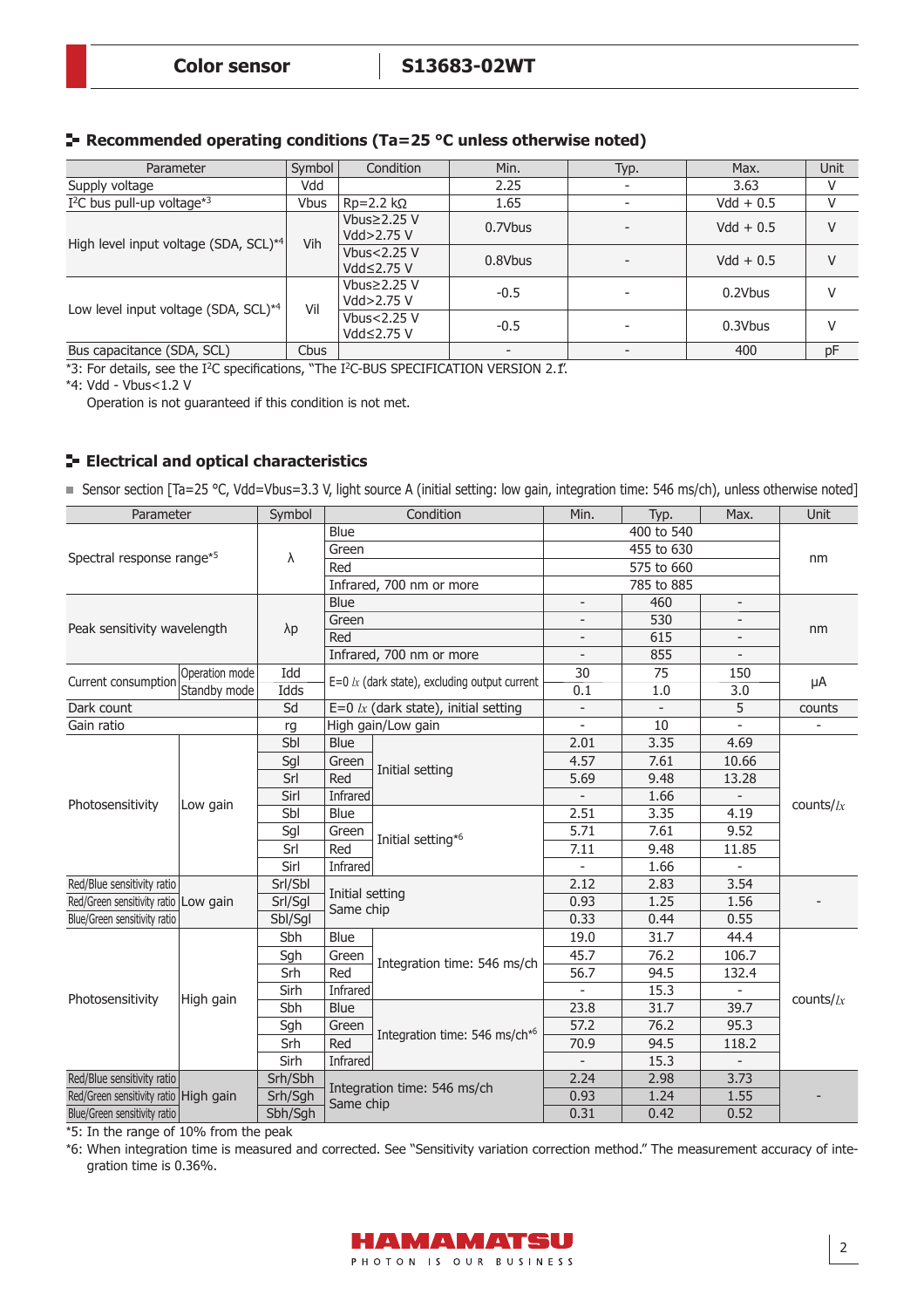## Recommended operating conditions (Ta=25 °C unless otherwise noted)

| Parameter | Symbol | Condition | Min. | Typ. | Max. | Unit |
|---|---|---|---|---|---|---|
| Supply voltage | Vdd | | 2.25 | - | 3.63 | V |
| I²C bus pull-up voltage*3 | Vbus | Rp=2.2 kΩ | 1.65 | - | Vdd + 0.5 | V |
| High level input voltage (SDA, SCL)*4 | Vih | Vbus≥2.25 V Vdd>2.75 V | 0.7Vbus | - | Vdd + 0.5 | V |
| | | Vbus<2.25 V Vdd≤2.75 V | 0.8Vbus | - | Vdd + 0.5 | V |
| Low level input voltage (SDA, SCL)*4 | Vil | Vbus≥2.25 V Vdd>2.75 V | -0.5 | - | 0.2Vbus | V |
| | | Vbus<2.25 V Vdd≤2.75 V | -0.5 | - | 0.3Vbus | V |
| Bus capacitance (SDA, SCL) | Cbus | | - | - | 400 | pF |

*3: For details, see the I²C specifications, "The I²C-BUS SPECIFICATION VERSION 2.1".

*4: Vdd - Vbus<1.2 V

Operation is not guaranteed if this condition is not met.

## Electrical and optical characteristics

■ Sensor section [Ta=25 °C, Vdd=Vbus=3.3 V, light source A (initial setting: low gain, integration time: 546 ms/ch), unless otherwise noted]

| Parameter | | Symbol | Condition | | Min. | Typ. | Max. | Unit |
|---|---|---|---|---|---|---|---|---|
| Spectral response range*5 | | λ | Blue | | 400 to 540 | | | nm |
| | | | Green | | 455 to 630 | | | |
| | | | Red | | 575 to 660 | | | |
| | | | Infrared, 700 nm or more | | 785 to 885 | | | |
| Peak sensitivity wavelength | | λp | Blue | | - | 460 | - | nm |
| | | | Green | | - | 530 | - | |
| | | | Red | | - | 615 | - | |
| | | | Infrared, 700 nm or more | | - | 855 | - | |
| Current consumption | Operation mode | Idd | E=0 lx (dark state), excluding output current | | 30 | 75 | 150 | μA |
| | Standby mode | Idds | | | 0.1 | 1.0 | 3.0 | |
| Dark count | | Sd | E=0 lx (dark state), initial setting | | - | - | 5 | counts |
| Gain ratio | | rg | High gain/Low gain | | - | 10 | - | - |
| Photosensitivity | Low gain | Sbl | Blue | Initial setting | 2.01 | 3.35 | 4.69 | counts/lx |
| | | Sgl | Green | | 4.57 | 7.61 | 10.66 | |
| | | Srl | Red | | 5.69 | 9.48 | 13.28 | |
| | | Sirl | Infrared | | - | 1.66 | - | |
| | | Sbl | Blue | Initial setting*6 | 2.51 | 3.35 | 4.19 | |
| | | Sgl | Green | | 5.71 | 7.61 | 9.52 | |
| | | Srl | Red | | 7.11 | 9.48 | 11.85 | |
| | | Sirl | Infrared | | - | 1.66 | - | |
| Red/Blue sensitivity ratio | Low gain | Srl/Sbl | Initial setting Same chip | | 2.12 | 2.83 | 3.54 | - |
| Red/Green sensitivity ratio | | Srl/Sgl | | | 0.93 | 1.25 | 1.56 | |
| Blue/Green sensitivity ratio | | Sbl/Sgl | | | 0.33 | 0.44 | 0.55 | |
| Photosensitivity | High gain | Sbh | Blue | Integration time: 546 ms/ch | 19.0 | 31.7 | 44.4 | counts/lx |
| | | Sgh | Green | | 45.7 | 76.2 | 106.7 | |
| | | Srh | Red | | 56.7 | 94.5 | 132.4 | |
| | | Sirh | Infrared | | - | 15.3 | - | |
| | | Sbh | Blue | Integration time: 546 ms/ch*6 | 23.8 | 31.7 | 39.7 | |
| | | Sgh | Green | | 57.2 | 76.2 | 95.3 | |
| | | Srh | Red | | 70.9 | 94.5 | 118.2 | |
| | | Sirh | Infrared | | - | 15.3 | - | |
| Red/Blue sensitivity ratio | High gain | Srh/Sbh | Integration time: 546 ms/ch Same chip | | 2.24 | 2.98 | 3.73 | - |
| Red/Green sensitivity ratio | | Srh/Sgh | | | 0.93 | 1.24 | 1.55 | |
| Blue/Green sensitivity ratio | | Sbh/Sgh | | | 0.31 | 0.42 | 0.52 | |

*5: In the range of 10% from the peak

*6: When integration time is measured and corrected. See "Sensitivity variation correction method." The measurement accuracy of integration time is 0.36%.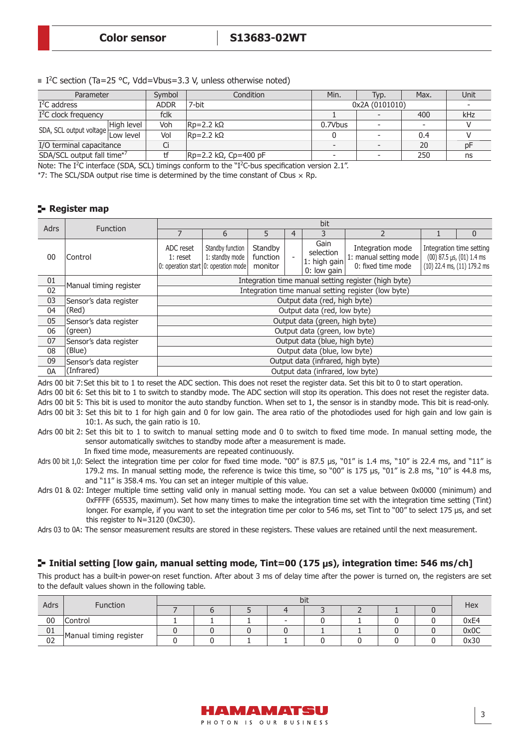■ $I^2C$ section (Ta=25 °C, Vdd=Vbus=3.3 V, unless otherwise noted)

| Parameter | | Symbol | Condition | Min. | Typ. | Max. | Unit |
|---|---|---|---|---|---|---|---|
| $I^2C$ address | | ADDR | 7-bit | 0x2A (0101010) | | | - |
| $I^2C$ clock frequency | | fclk | | 1 | - | 400 | kHz |
| SDA, SCL output voltage | High level | Voh | Rp=2.2 kΩ | 0.7Vbus | - | - | V |
| | Low level | Vol | Rp=2.2 kΩ | 0 | - | 0.4 | V |
| I/O terminal capacitance | | Ci | | - | - | 20 | pF |
| SDA/SCL output fall time*7 | | tf | Rp=2.2 kΩ, Cp=400 pF | - | - | 250 | ns |

Note: The $I^2C$ interface (SDA, SCL) timings conform to the "$I^2C$-bus specification version 2.1".
*7: The SCL/SDA output rise time is determined by the time constant of Cbus × Rp.

## Register map

| Adrs | Function | bit 7 | bit 6 | bit 5 | bit 4 | bit 3 | bit 2 | bit 1 | bit 0 |
|---|---|---|---|---|---|---|---|---|---|
| 00 | Control | ADC reset 1: reset 0: operation start | Standby function 1: standby mode 0: operation mode | Standby function monitor | - | Gain selection 1: high gain 0: low gain | Integration mode 1: manual setting mode 0: fixed time mode | Integration time setting (00) 87.5 µs, (01) 1.4 ms (10) 22.4 ms, (11) 179.2 ms | |
| 01 | Manual timing register | Integration time manual setting register (high byte) | | | | | | | |
| 02 | | Integration time manual setting register (low byte) | | | | | | | |
| 03 | Sensor's data register (Red) | Output data (red, high byte) | | | | | | | |
| 04 | | Output data (red, low byte) | | | | | | | |
| 05 | Sensor's data register (green) | Output data (green, high byte) | | | | | | | |
| 06 | | Output data (green, low byte) | | | | | | | |
| 07 | Sensor's data register (Blue) | Output data (blue, high byte) | | | | | | | |
| 08 | | Output data (blue, low byte) | | | | | | | |
| 09 | Sensor's data register (Infrared) | Output data (infrared, high byte) | | | | | | | |
| 0A | | Output data (infrared, low byte) | | | | | | | |

Adrs 00 bit 7: Set this bit to 1 to reset the ADC section. This does not reset the register data. Set this bit to 0 to start operation.
Adrs 00 bit 6: Set this bit to 1 to switch to standby mode. The ADC section will stop its operation. This does not reset the register data.
Adrs 00 bit 5: This bit is used to monitor the auto standby function. When set to 1, the sensor is in standby mode. This bit is read-only.
Adrs 00 bit 3: Set this bit to 1 for high gain and 0 for low gain. The area ratio of the photodiodes used for high gain and low gain is 10:1. As such, the gain ratio is 10.
Adrs 00 bit 2: Set this bit to 1 to switch to manual setting mode and 0 to switch to fixed time mode. In manual setting mode, the sensor automatically switches to standby mode after a measurement is made.
In fixed time mode, measurements are repeated continuously.
Adrs 00 bit 1,0: Select the integration time per color for fixed time mode. "00" is 87.5 µs, "01" is 1.4 ms, "10" is 22.4 ms, and "11" is 179.2 ms. In manual setting mode, the reference is twice this time, so "00" is 175 µs, "01" is 2.8 ms, "10" is 44.8 ms, and "11" is 358.4 ms. You can set an integer multiple of this value.
Adrs 01 & 02: Integer multiple time setting valid only in manual setting mode. You can set a value between 0x0000 (minimum) and 0xFFFF (65535, maximum). Set how many times to make the integration time set with the integration time setting (Tint) longer. For example, if you want to set the integration time per color to 546 ms, set Tint to "00" to select 175 µs, and set this register to N=3120 (0xC30).
Adrs 03 to 0A: The sensor measurement results are stored in these registers. These values are retained until the next measurement.

## Initial setting [low gain, manual setting mode, Tint=00 (175 µs), integration time: 546 ms/ch]

This product has a built-in power-on reset function. After about 3 ms of delay time after the power is turned on, the registers are set to the default values shown in the following table.

| Adrs | Function | bit 7 | bit 6 | bit 5 | bit 4 | bit 3 | bit 2 | bit 1 | bit 0 | Hex |
|---|---|---|---|---|---|---|---|---|---|---|
| 00 | Control | 1 | 1 | 1 | - | 0 | 1 | 0 | 0 | 0xE4 |
| 01 | Manual timing register | 0 | 0 | 0 | 0 | 1 | 1 | 0 | 0 | 0x0C |
| 02 | | 0 | 0 | 1 | 1 | 0 | 0 | 0 | 0 | 0x30 |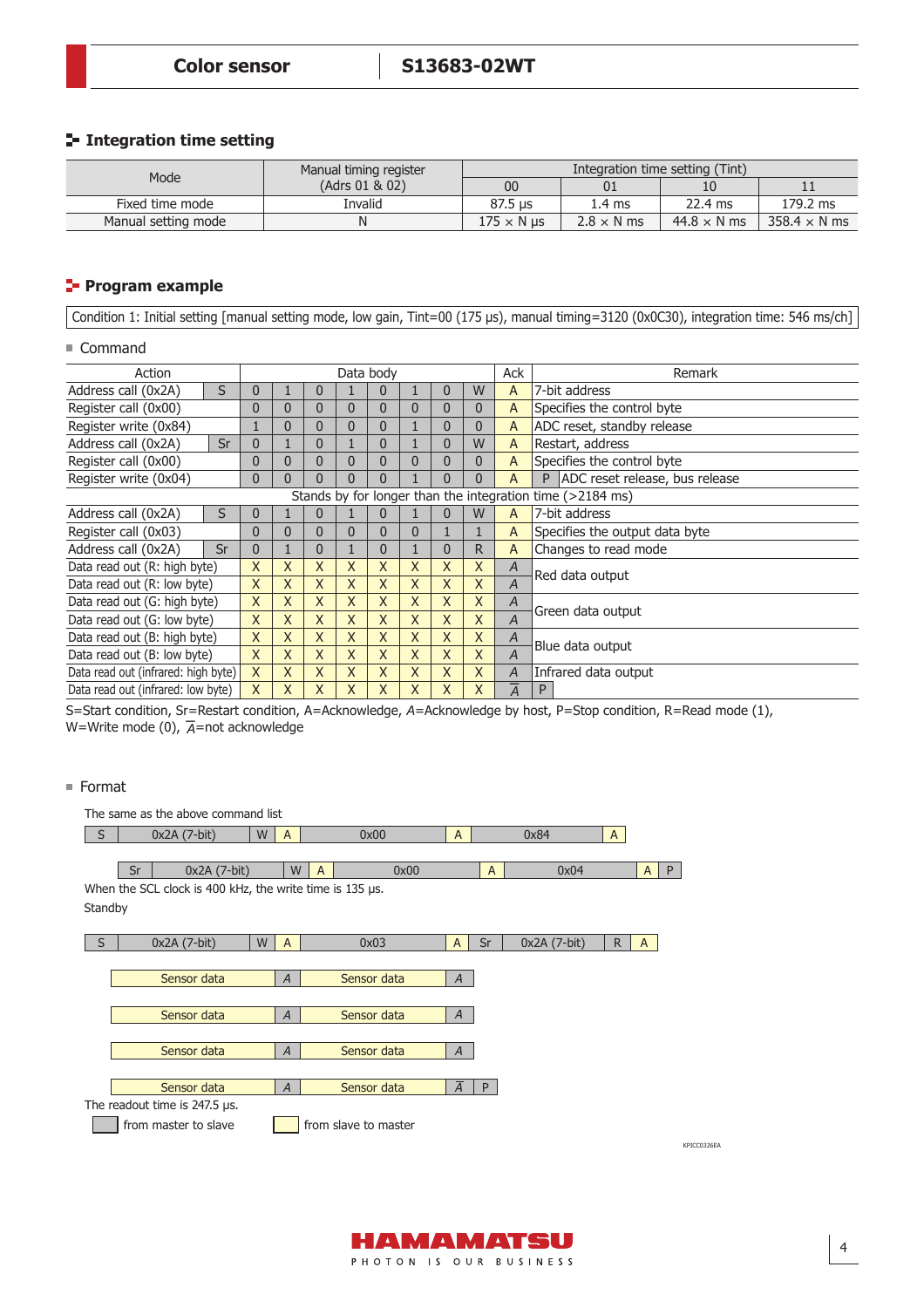## Integration time setting

| Mode | Manual timing register (Adrs 01 & 02) | Integration time setting (Tint) | | | |
|---|---|---|---|---|---|
| | | 00 | 01 | 10 | 11 |
| Fixed time mode | Invalid | 87.5 μs | 1.4 ms | 22.4 ms | 179.2 ms |
| Manual setting mode | N | 175 × N μs | 2.8 × N ms | 44.8 × N ms | 358.4 × N ms |

## Program example

Condition 1: Initial setting [manual setting mode, low gain, Tint=00 (175 μs), manual timing=3120 (0x0C30), integration time: 546 ms/ch]

### Command

| Action | | Data body | | | | | | | | Ack | Remark |
|---|---|---|---|---|---|---|---|---|---|---|---|
| Address call (0x2A) | S | 0 | 1 | 0 | 1 | 0 | 1 | 0 | W | A | 7-bit address |
| Register call (0x00) | | 0 | 0 | 0 | 0 | 0 | 0 | 0 | 0 | A | Specifies the control byte |
| Register write (0x84) | | 1 | 0 | 0 | 0 | 0 | 1 | 0 | 0 | A | ADC reset, standby release |
| Address call (0x2A) | Sr | 0 | 1 | 0 | 1 | 0 | 1 | 0 | W | A | Restart, address |
| Register call (0x00) | | 0 | 0 | 0 | 0 | 0 | 0 | 0 | 0 | A | Specifies the control byte |
| Register write (0x04) | | 0 | 0 | 0 | 0 | 0 | 1 | 0 | 0 | A | P ADC reset release, bus release |
| Stands by for longer than the integration time (>2184 ms) | | | | | | | | | | | |
| Address call (0x2A) | S | 0 | 1 | 0 | 1 | 0 | 1 | 0 | W | A | 7-bit address |
| Register call (0x03) | | 0 | 0 | 0 | 0 | 0 | 0 | 1 | 1 | A | Specifies the output data byte |
| Address call (0x2A) | Sr | 0 | 1 | 0 | 1 | 0 | 1 | 0 | R | A | Changes to read mode |
| Data read out (R: high byte) | | X | X | X | X | X | X | X | X | *A* | Red data output |
| Data read out (R: low byte) | | X | X | X | X | X | X | X | X | *A* | |
| Data read out (G: high byte) | | X | X | X | X | X | X | X | X | *A* | Green data output |
| Data read out (G: low byte) | | X | X | X | X | X | X | X | X | *A* | |
| Data read out (B: high byte) | | X | X | X | X | X | X | X | X | *A* | Blue data output |
| Data read out (B: low byte) | | X | X | X | X | X | X | X | X | *A* | |
| Data read out (infrared: high byte) | | X | X | X | X | X | X | X | X | *A* | Infrared data output |
| Data read out (infrared: low byte) | | X | X | X | X | X | X | X | X | $\overline{A}$ | P |

S=Start condition, Sr=Restart condition, A=Acknowledge, *A*=Acknowledge by host, P=Stop condition, R=Read mode (1), W=Write mode (0), $\overline{A}$=not acknowledge

### Format

The same as the above command list

| S | 0x2A (7-bit) | W | A | 0x00 | A | 0x84 | A | |
|---|---|---|---|---|---|---|---|---|
| Sr | 0x2A (7-bit) | W | A | 0x00 | A | 0x04 | A | P |

When the SCL clock is 400 kHz, the write time is 135 μs.

Standby

| S | 0x2A (7-bit) | W | A | 0x03 | A | Sr | 0x2A (7-bit) | R | A |
|---|---|---|---|---|---|---|---|---|---|

| Sensor data | *A* | Sensor data | *A* | |
|---|---|---|---|---|
| Sensor data | *A* | Sensor data | *A* | |
| Sensor data | *A* | Sensor data | *A* | |
| Sensor data | *A* | Sensor data | $\overline{A}$ | P |

The readout time is 247.5 μs.

from master to slave / from slave to master

KPICC0326EA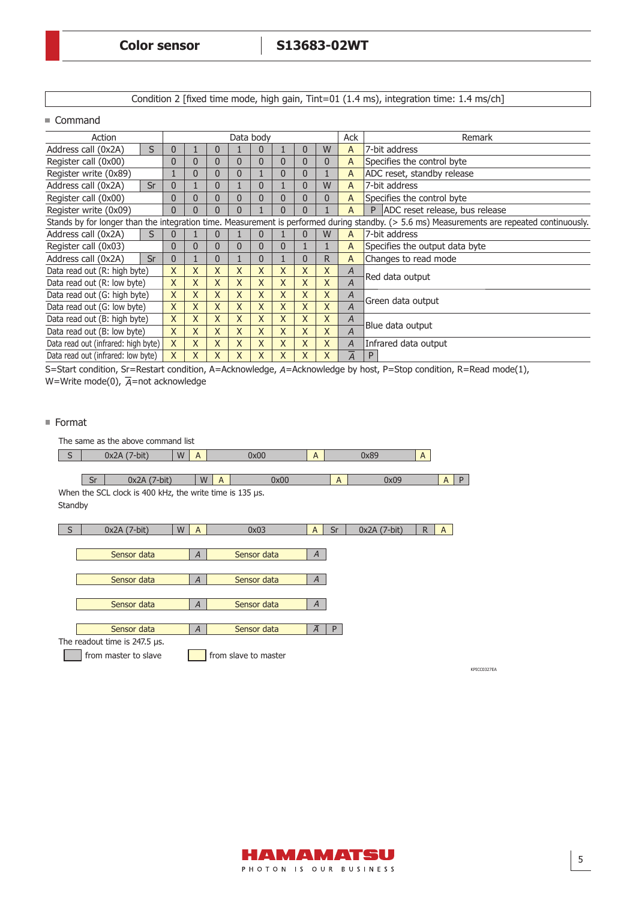Condition 2 [fixed time mode, high gain, Tint=01 (1.4 ms), integration time: 1.4 ms/ch]

## Command

| Action | | Data body | | | | | | | | Ack | Remark |
|---|---|---|---|---|---|---|---|---|---|---|---|
| Address call (0x2A) | S | 0 | 1 | 0 | 1 | 0 | 1 | 0 | W | A | 7-bit address |
| Register call (0x00) | | 0 | 0 | 0 | 0 | 0 | 0 | 0 | 0 | A | Specifies the control byte |
| Register write (0x89) | | 1 | 0 | 0 | 0 | 1 | 0 | 0 | 1 | A | ADC reset, standby release |
| Address call (0x2A) | Sr | 0 | 1 | 0 | 1 | 0 | 1 | 0 | W | A | 7-bit address |
| Register call (0x00) | | 0 | 0 | 0 | 0 | 0 | 0 | 0 | 0 | A | Specifies the control byte |
| Register write (0x09) | | 0 | 0 | 0 | 0 | 1 | 0 | 0 | 1 | A | P ADC reset release, bus release |
| Stands by for longer than the integration time. Measurement is performed during standby. (> 5.6 ms) Measurements are repeated continuously. | | | | | | | | | | | |
| Address call (0x2A) | S | 0 | 1 | 0 | 1 | 0 | 1 | 0 | W | A | 7-bit address |
| Register call (0x03) | | 0 | 0 | 0 | 0 | 0 | 0 | 1 | 1 | A | Specifies the output data byte |
| Address call (0x2A) | Sr | 0 | 1 | 0 | 1 | 0 | 1 | 0 | R | A | Changes to read mode |
| Data read out (R: high byte) | | X | X | X | X | X | X | X | X | *A* | Red data output |
| Data read out (R: low byte) | | X | X | X | X | X | X | X | X | *A* | |
| Data read out (G: high byte) | | X | X | X | X | X | X | X | X | *A* | Green data output |
| Data read out (G: low byte) | | X | X | X | X | X | X | X | X | *A* | |
| Data read out (B: high byte) | | X | X | X | X | X | X | X | X | *A* | Blue data output |
| Data read out (B: low byte) | | X | X | X | X | X | X | X | X | *A* | |
| Data read out (infrared: high byte) | | X | X | X | X | X | X | X | X | *A* | Infrared data output |
| Data read out (infrared: low byte) | | X | X | X | X | X | X | X | X | $\overline{A}$ | P |

S=Start condition, Sr=Restart condition, A=Acknowledge, *A*=Acknowledge by host, P=Stop condition, R=Read mode(1), W=Write mode(0), $\overline{A}$=not acknowledge

## Format

The same as the above command list

| S | 0x2A (7-bit) | W | A | 0x00 | A | 0x89 | A |
|---|---|---|---|---|---|---|---|

| Sr | 0x2A (7-bit) | W | A | 0x00 | A | 0x09 | A | P |
|---|---|---|---|---|---|---|---|---|

When the SCL clock is 400 kHz, the write time is 135 µs.

Standby

| S | 0x2A (7-bit) | W | A | 0x03 | A | Sr | 0x2A (7-bit) | R | A |
|---|---|---|---|---|---|---|---|---|---|

| Sensor data | *A* | Sensor data | *A* | |
|---|---|---|---|---|
| Sensor data | *A* | Sensor data | *A* | |
| Sensor data | *A* | Sensor data | *A* | |
| Sensor data | *A* | Sensor data | $\overline{A}$ | P |

The readout time is 247.5 µs.

from master to slave (gray) / from slave to master (yellow)

KPICC0327EA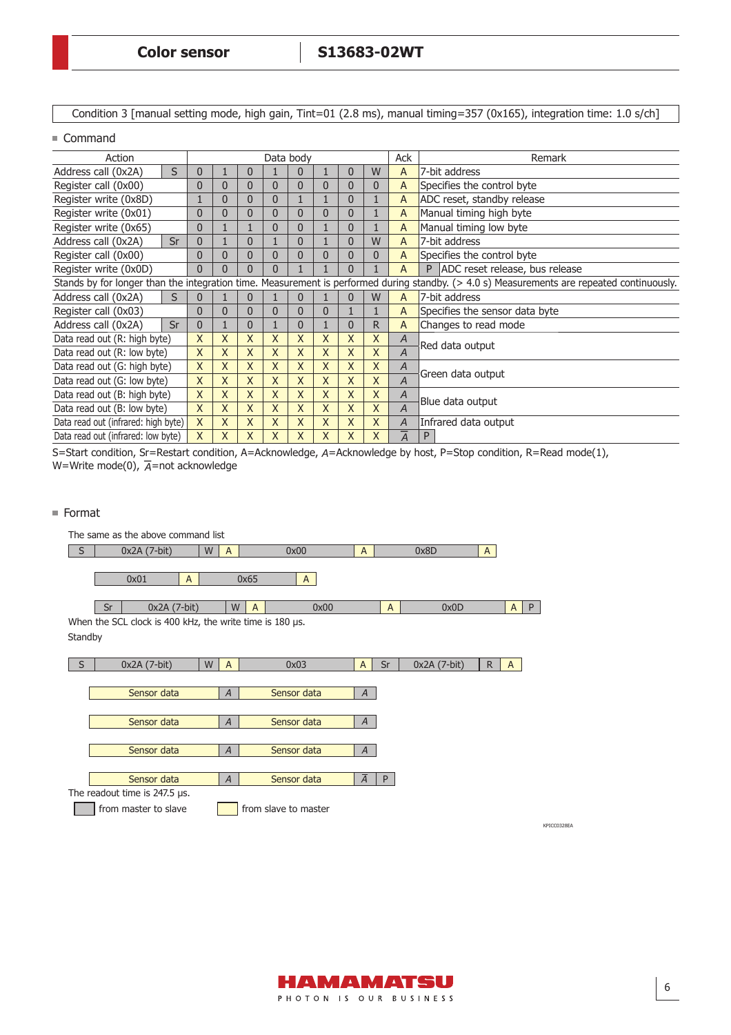Condition 3 [manual setting mode, high gain, Tint=01 (2.8 ms), manual timing=357 (0x165), integration time: 1.0 s/ch]

■ Command

| Action | | Data body | | | | | | | | Ack | Remark |
|---|---|---|---|---|---|---|---|---|---|---|---|
| Address call (0x2A) | S | 0 | 1 | 0 | 1 | 0 | 1 | 0 | W | A | 7-bit address |
| Register call (0x00) | | 0 | 0 | 0 | 0 | 0 | 0 | 0 | 0 | A | Specifies the control byte |
| Register write (0x8D) | | 1 | 0 | 0 | 0 | 1 | 1 | 0 | 1 | A | ADC reset, standby release |
| Register write (0x01) | | 0 | 0 | 0 | 0 | 0 | 0 | 0 | 1 | A | Manual timing high byte |
| Register write (0x65) | | 0 | 1 | 1 | 0 | 0 | 1 | 0 | 1 | A | Manual timing low byte |
| Address call (0x2A) | Sr | 0 | 1 | 0 | 1 | 0 | 1 | 0 | W | A | 7-bit address |
| Register call (0x00) | | 0 | 0 | 0 | 0 | 0 | 0 | 0 | 0 | A | Specifies the control byte |
| Register write (0x0D) | | 0 | 0 | 0 | 0 | 1 | 1 | 0 | 1 | A | P ADC reset release, bus release |
| Stands by for longer than the integration time. Measurement is performed during standby. (> 4.0 s) Measurements are repeated continuously. | | | | | | | | | | | |
| Address call (0x2A) | S | 0 | 1 | 0 | 1 | 0 | 1 | 0 | W | A | 7-bit address |
| Register call (0x03) | | 0 | 0 | 0 | 0 | 0 | 0 | 1 | 1 | A | Specifies the sensor data byte |
| Address call (0x2A) | Sr | 0 | 1 | 0 | 1 | 0 | 1 | 0 | R | A | Changes to read mode |
| Data read out (R: high byte) | | X | X | X | X | X | X | X | X | *A* | Red data output |
| Data read out (R: low byte) | | X | X | X | X | X | X | X | X | *A* | |
| Data read out (G: high byte) | | X | X | X | X | X | X | X | X | *A* | Green data output |
| Data read out (G: low byte) | | X | X | X | X | X | X | X | X | *A* | |
| Data read out (B: high byte) | | X | X | X | X | X | X | X | X | *A* | Blue data output |
| Data read out (B: low byte) | | X | X | X | X | X | X | X | X | *A* | |
| Data read out (infrared: high byte) | | X | X | X | X | X | X | X | X | *A* | Infrared data output |
| Data read out (infrared: low byte) | | X | X | X | X | X | X | X | X | $\overline{A}$ | P |

S=Start condition, Sr=Restart condition, A=Acknowledge, *A*=Acknowledge by host, P=Stop condition, R=Read mode(1), W=Write mode(0), $\overline{A}$=not acknowledge

■ Format

The same as the above command list

| S | 0x2A (7-bit) | W | A | 0x00 | A | 0x8D | A |
|---|---|---|---|---|---|---|---|

| 0x01 | A | 0x65 | A |
|---|---|---|---|

| Sr | 0x2A (7-bit) | W | A | 0x00 | A | 0x0D | A | P |
|---|---|---|---|---|---|---|---|---|

When the SCL clock is 400 kHz, the write time is 180 μs.

Standby

| S | 0x2A (7-bit) | W | A | 0x03 | A | Sr | 0x2A (7-bit) | R | A |
|---|---|---|---|---|---|---|---|---|---|

| Sensor data | *A* | Sensor data | *A* | |
|---|---|---|---|---|
| Sensor data | *A* | Sensor data | *A* | |
| Sensor data | *A* | Sensor data | *A* | |
| Sensor data | *A* | Sensor data | $\overline{A}$ | P |

The readout time is 247.5 μs.

(gray) from master to slave　　(yellow) from slave to master

KPICC0328EA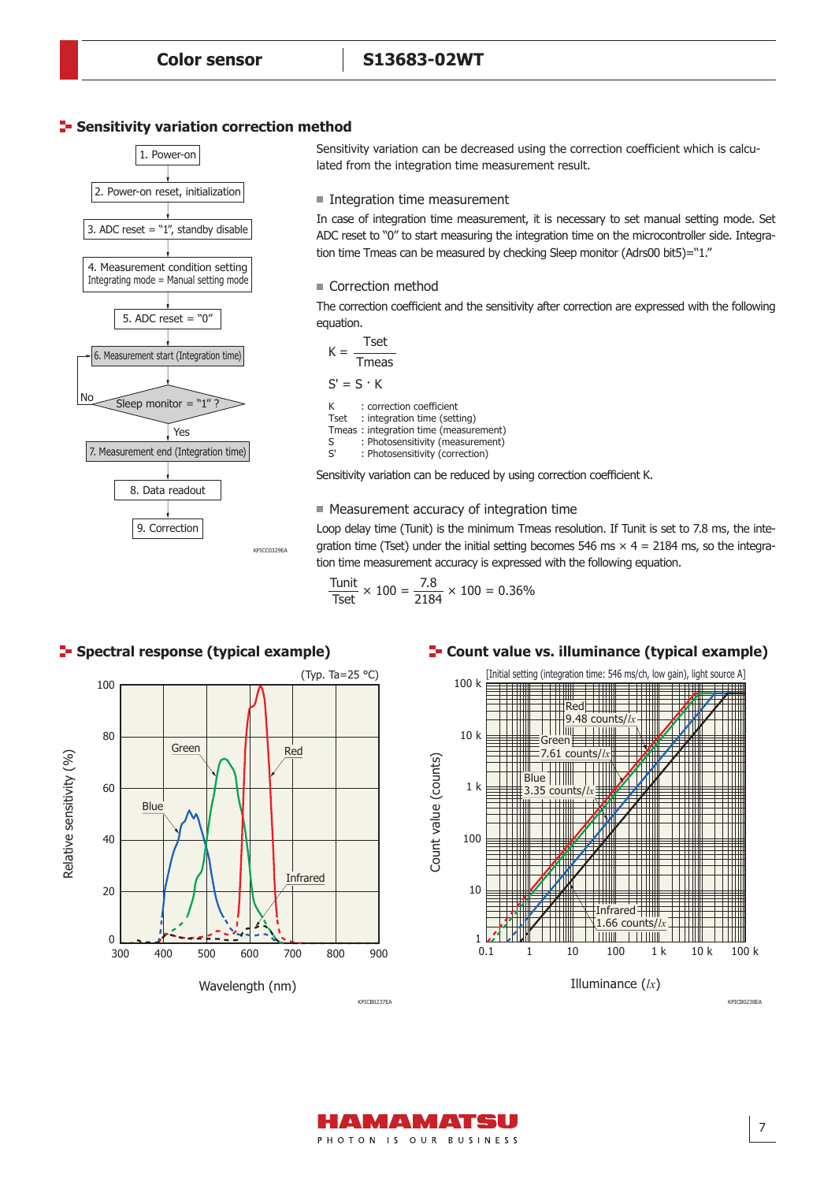## Sensitivity variation correction method

1. Power-on
2. Power-on reset, initialization
3. ADC reset = "1", standby disable
4. Measurement condition setting
   Integrating mode = Manual setting mode
5. ADC reset = "0"
6. Measurement start (Integration time)

Sleep monitor = "1" ? (No → return to 6; Yes → 7)

7. Measurement end (Integration time)
8. Data readout
9. Correction

KPICC0329EA

Sensitivity variation can be decreased using the correction coefficient which is calculated from the integration time measurement result.

### Integration time measurement

In case of integration time measurement, it is necessary to set manual setting mode. Set ADC reset to "0" to start measuring the integration time on the microcontroller side. Integration time Tmeas can be measured by checking Sleep monitor (Adrs00 bit5)="1."

### Correction method

The correction coefficient and the sensitivity after correction are expressed with the following equation.

$$K = \frac{Tset}{Tmeas}$$

$$S' = S \cdot K$$

K : correction coefficient
Tset : integration time (setting)
Tmeas : integration time (measurement)
S : Photosensitivity (measurement)
S' : Photosensitivity (correction)

Sensitivity variation can be reduced by using correction coefficient K.

### Measurement accuracy of integration time

Loop delay time (Tunit) is the minimum Tmeas resolution. If Tunit is set to 7.8 ms, the integration time (Tset) under the initial setting becomes 546 ms × 4 = 2184 ms, so the integration time measurement accuracy is expressed with the following equation.

$$\frac{Tunit}{Tset} \times 100 = \frac{7.8}{2184} \times 100 = 0.36\%$$

## Spectral response (typical example)

(Typ. Ta=25 °C)

Relative sensitivity (%) vs. Wavelength (nm); curves: Blue, Green, Red, Infrared

KPICB0237EA

## Count value vs. illuminance (typical example)

[Initial setting (integration time: 546 ms/ch, low gain), light source A]

Count value (counts) vs. Illuminance (lx)

Red 9.48 counts/lx
Green 7.61 counts/lx
Blue 3.35 counts/lx
Infrared 1.66 counts/lx

KPICB0238EA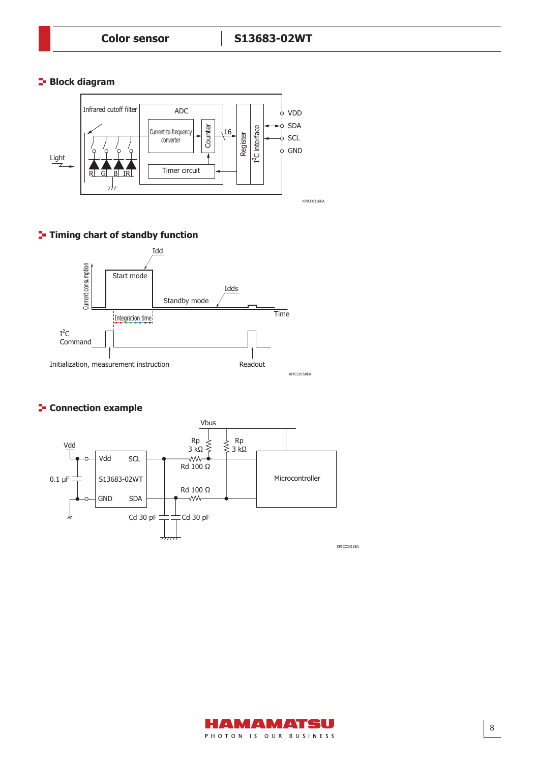## Block diagram

Infrared cutoff filter

ADC

Current-to-frequency converter

Counter

16

Register

$I^2C$ interface

Timer circuit

Light

R G B IR

VDD

SDA

SCL

GND

KPICC0316EA

## Timing chart of standby function

Idd

Current consumption

Start mode

Standby mode

Idds

Time

Integration time

$I^2C$ Command

Initialization, measurement instruction

Readout

KPICC0158EA

## Connection example

Vbus

Vdd

Rp 3 kΩ

Rp 3 kΩ

Rd 100 Ω

Rd 100 Ω

0.1 µF

Vdd SCL

S13683-02WT

GND SDA

Cd 30 pF

Cd 30 pF

Microcontroller

KPICC0315EA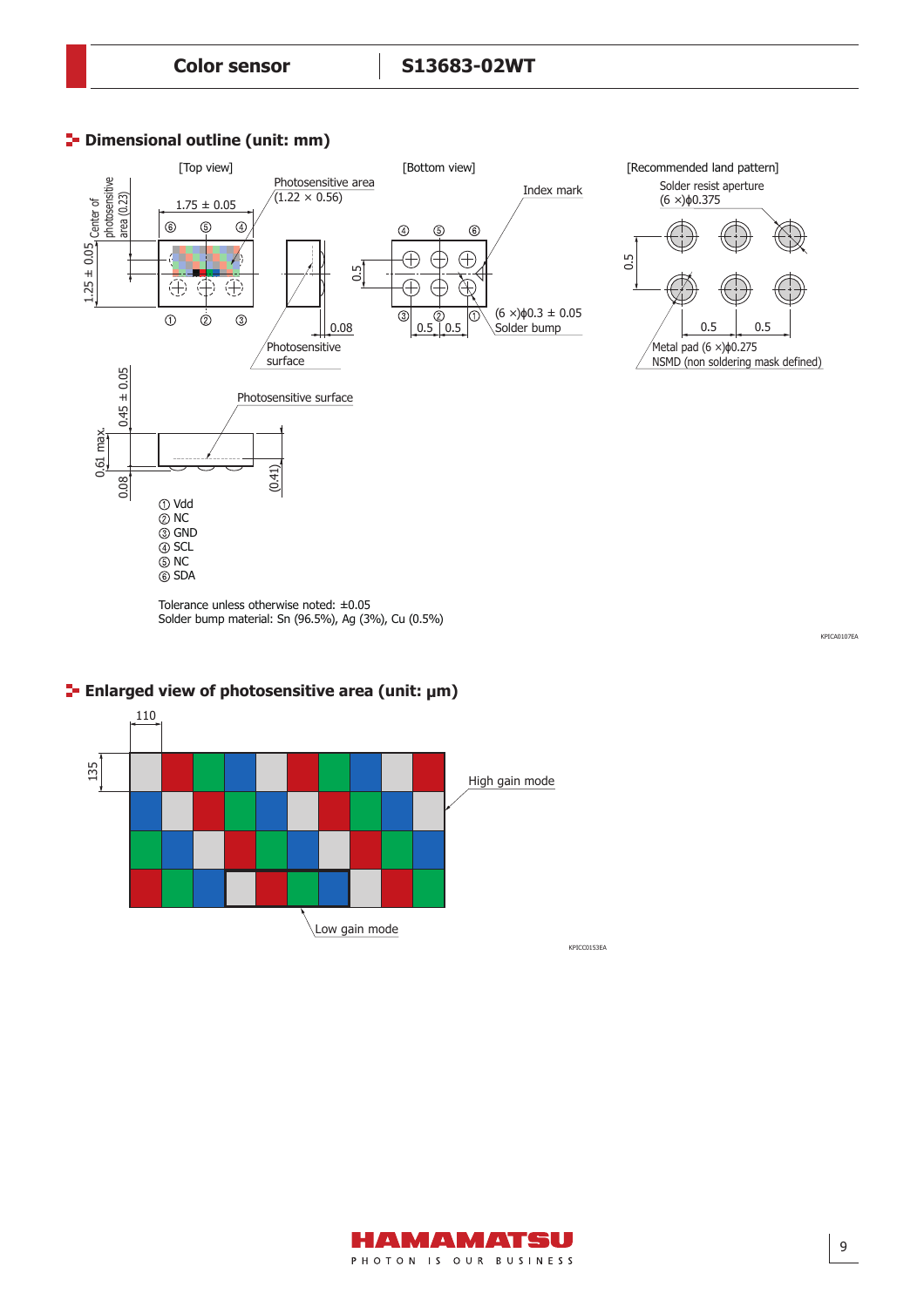## Dimensional outline (unit: mm)

[Top view]

[Bottom view]

[Recommended land pattern]

Photosensitive area (1.22 × 0.56)

1.75 ± 0.05

1.25 ± 0.05

Center of photosensitive area (0.23)

Photosensitive surface

0.08

Index mark

(6 ×)ϕ0.3 ± 0.05 Solder bump

Solder resist aperture (6 ×)ϕ0.375

Metal pad (6 ×)ϕ0.275 NSMD (non soldering mask defined)

0.45 ± 0.05

0.61 max.

0.08

(0.41)

① Vdd
② NC
③ GND
④ SCL
⑤ NC
⑥ SDA

Tolerance unless otherwise noted: ±0.05
Solder bump material: Sn (96.5%), Ag (3%), Cu (0.5%)

KPICA0107EA

## Enlarged view of photosensitive area (unit: μm)

110

135

High gain mode

Low gain mode

KPICC0153EA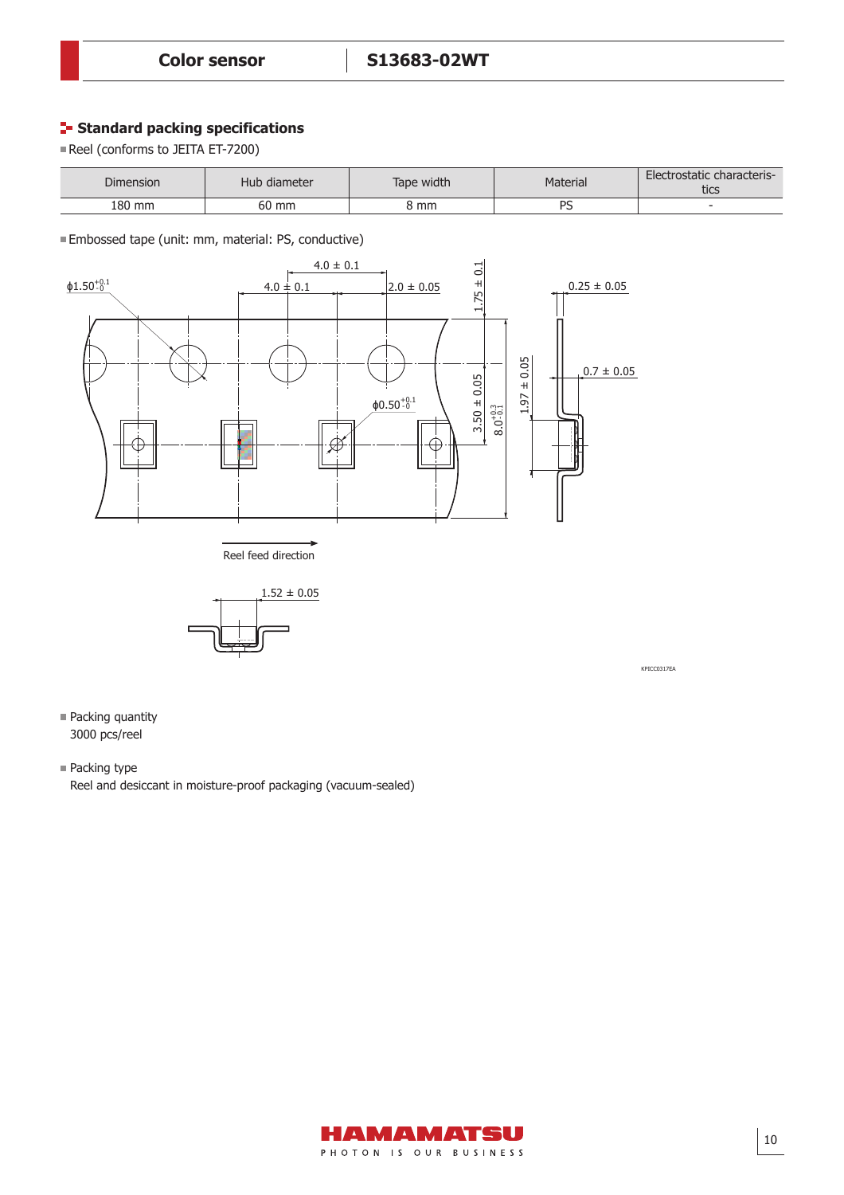## Standard packing specifications

- Reel (conforms to JEITA ET-7200)

| Dimension | Hub diameter | Tape width | Material | Electrostatic characteristics |
|---|---|---|---|---|
| 180 mm | 60 mm | 8 mm | PS | - |

- Embossed tape (unit: mm, material: PS, conductive)

- Packing quantity

3000 pcs/reel

- Packing type

Reel and desiccant in moisture-proof packaging (vacuum-sealed)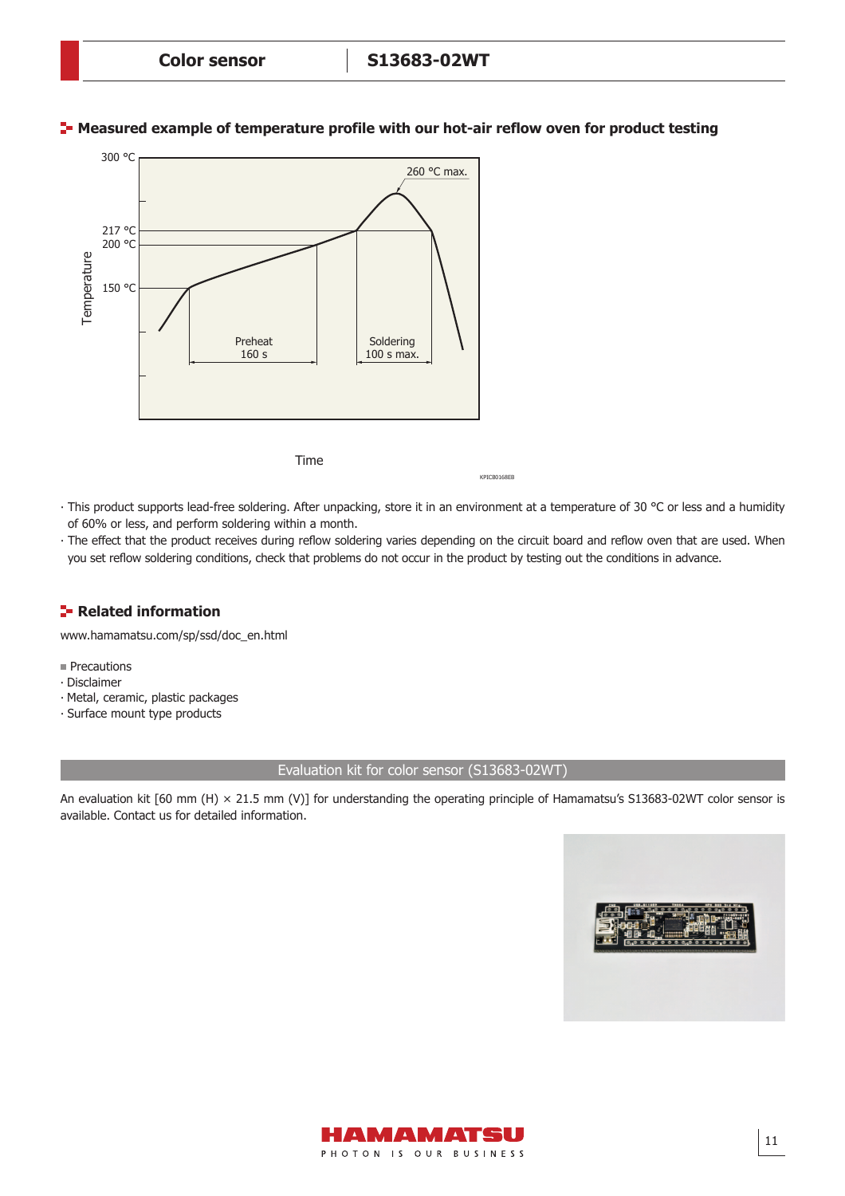## Measured example of temperature profile with our hot-air reflow oven for product testing

300 °C

260 °C max.

217 °C

200 °C

150 °C

Temperature

Preheat
160 s

Soldering
100 s max.

Time

KPICB0168EB

· This product supports lead-free soldering. After unpacking, store it in an environment at a temperature of 30 °C or less and a humidity of 60% or less, and perform soldering within a month.

· The effect that the product receives during reflow soldering varies depending on the circuit board and reflow oven that are used. When you set reflow soldering conditions, check that problems do not occur in the product by testing out the conditions in advance.

## Related information

www.hamamatsu.com/sp/ssd/doc_en.html

■ Precautions

· Disclaimer
· Metal, ceramic, plastic packages
· Surface mount type products

## Evaluation kit for color sensor (S13683-02WT)

An evaluation kit [60 mm (H) × 21.5 mm (V)] for understanding the operating principle of Hamamatsu's S13683-02WT color sensor is available. Contact us for detailed information.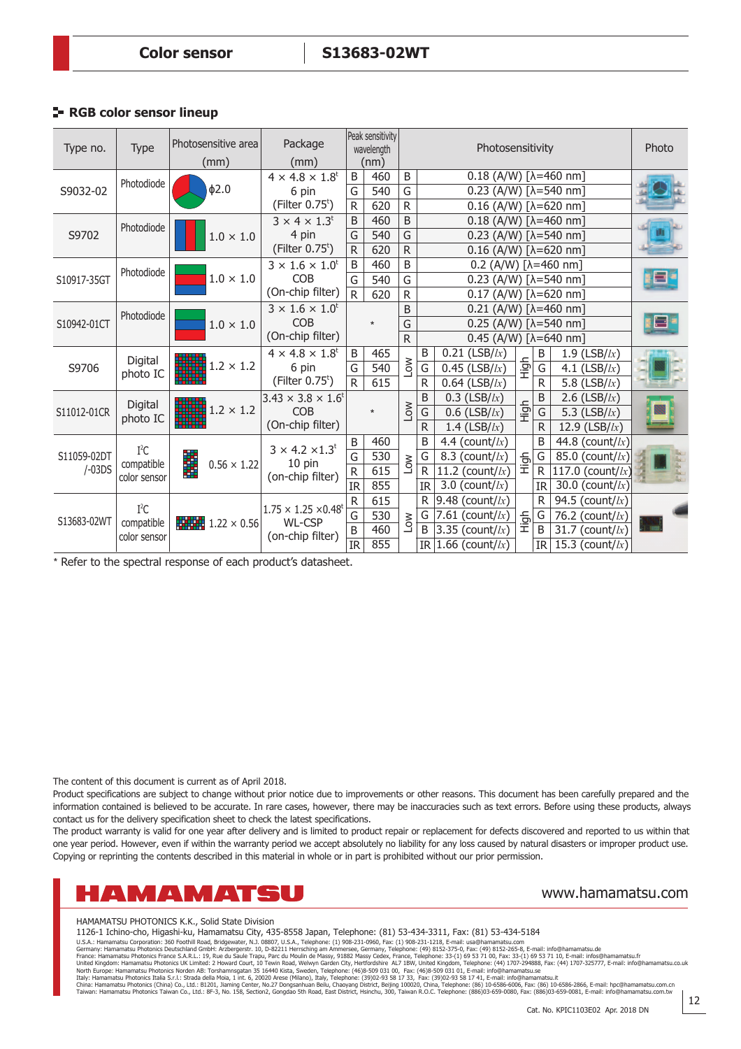## RGB color sensor lineup

| Type no. | Type | Photosensitive area (mm) | Package (mm) | Peak sensitivity wavelength (nm) | | Photosensitivity | | | | | | Photo |
|---|---|---|---|---|---|---|---|---|---|---|---|---|
| S9032-02 | Photodiode | ϕ2.0 | 4 × 4.8 × 1.8[t] 6 pin (Filter 0.75[t]) | B | 460 | B | 0.18 (A/W) [λ=460 nm] | | | | | |
| | | | | G | 540 | G | 0.23 (A/W) [λ=540 nm] | | | | | |
| | | | | R | 620 | R | 0.16 (A/W) [λ=620 nm] | | | | | |
| S9702 | Photodiode | 1.0 × 1.0 | 3 × 4 × 1.3[t] 4 pin (Filter 0.75[t]) | B | 460 | B | 0.18 (A/W) [λ=460 nm] | | | | | |
| | | | | G | 540 | G | 0.23 (A/W) [λ=540 nm] | | | | | |
| | | | | R | 620 | R | 0.16 (A/W) [λ=620 nm] | | | | | |
| S10917-35GT | Photodiode | 1.0 × 1.0 | 3 × 1.6 × 1.0[t] COB (On-chip filter) | B | 460 | B | 0.2 (A/W) [λ=460 nm] | | | | | |
| | | | | G | 540 | G | 0.23 (A/W) [λ=540 nm] | | | | | |
| | | | | R | 620 | R | 0.17 (A/W) [λ=620 nm] | | | | | |
| S10942-01CT | Photodiode | 1.0 × 1.0 | 3 × 1.6 × 1.0[t] COB (On-chip filter) | * | | B | 0.21 (A/W) [λ=460 nm] | | | | | |
| | | | | | | G | 0.25 (A/W) [λ=540 nm] | | | | | |
| | | | | | | R | 0.45 (A/W) [λ=640 nm] | | | | | |
| S9706 | Digital photo IC | 1.2 × 1.2 | 4 × 4.8 × 1.8[t] 6 pin (Filter 0.75[t]) | B | 465 | Low | B | 0.21 (LSB/lx) | High | B | 1.9 (LSB/lx) | |
| | | | | G | 540 | | G | 0.45 (LSB/lx) | | G | 4.1 (LSB/lx) | |
| | | | | R | 615 | | R | 0.64 (LSB/lx) | | R | 5.8 (LSB/lx) | |
| S11012-01CR | Digital photo IC | 1.2 × 1.2 | 3.43 × 3.8 × 1.6[t] COB (On-chip filter) | * | | Low | B | 0.3 (LSB/lx) | High | B | 2.6 (LSB/lx) | |
| | | | | | | | G | 0.6 (LSB/lx) | | G | 5.3 (LSB/lx) | |
| | | | | | | | R | 1.4 (LSB/lx) | | R | 12.9 (LSB/lx) | |
| S11059-02DT /-03DS | I²C compatible color sensor | 0.56 × 1.22 | 3 × 4.2 ×1.3[t] 10 pin (on-chip filter) | B | 460 | Low | B | 4.4 (count/lx) | High | B | 44.8 (count/lx) | |
| | | | | G | 530 | | G | 8.3 (count/lx) | | G | 85.0 (count/lx) | |
| | | | | R | 615 | | R | 11.2 (count/lx) | | R | 117.0 (count/lx) | |
| | | | | IR | 855 | | IR | 3.0 (count/lx) | | IR | 30.0 (count/lx) | |
| S13683-02WT | I²C compatible color sensor | 1.22 × 0.56 | 1.75 × 1.25 ×0.48[t] WL-CSP (on-chip filter) | R | 615 | Low | R | 9.48 (count/lx) | High | R | 94.5 (count/lx) | |
| | | | | G | 530 | | G | 7.61 (count/lx) | | G | 76.2 (count/lx) | |
| | | | | B | 460 | | B | 3.35 (count/lx) | | B | 31.7 (count/lx) | |
| | | | | IR | 855 | | IR | 1.66 (count/lx) | | IR | 15.3 (count/lx) | |

\* Refer to the spectral response of each product's datasheet.

The content of this document is current as of April 2018.

Product specifications are subject to change without prior notice due to improvements or other reasons. This document has been carefully prepared and the information contained is believed to be accurate. In rare cases, however, there may be inaccuracies such as text errors. Before using these products, always contact us for the delivery specification sheet to check the latest specifications.

The product warranty is valid for one year after delivery and is limited to product repair or replacement for defects discovered and reported to us within that one year period. However, even if within the warranty period we accept absolutely no liability for any loss caused by natural disasters or improper product use. Copying or reprinting the contents described in this material in whole or in part is prohibited without our prior permission.

**HAMAMATSU**

www.hamamatsu.com

HAMAMATSU PHOTONICS K.K., Solid State Division
1126-1 Ichino-cho, Higashi-ku, Hamamatsu City, 435-8558 Japan, Telephone: (81) 53-434-3311, Fax: (81) 53-434-5184
U.S.A.: Hamamatsu Corporation: 360 Foothill Road, Bridgewater, N.J. 08807, U.S.A., Telephone: (1) 908-231-0960, Fax: (1) 908-231-1218, E-mail: usa@hamamatsu.com
Germany: Hamamatsu Photonics Deutschland GmbH: Arzbergerstr. 10, D-82211 Herrsching am Ammersee, Germany, Telephone: (49) 8152-375-0, Fax: (49) 8152-265-8, E-mail: info@hamamatsu.de
France: Hamamatsu Photonics France S.A.R.L.: 19, Rue du Saule Trapu, Parc du Moulin de Massy, 91882 Massy Cedex, France, Telephone: 33-(1) 69 53 71 00, Fax: 33-(1) 69 53 71 10, E-mail: infos@hamamatsu.fr
United Kingdom: Hamamatsu Photonics UK Limited: 2 Howard Court, 10 Tewin Road, Welwyn Garden City, Hertfordshire AL7 1BW, United Kingdom, Telephone: (44) 1707-294888, Fax: (44) 1707-325777, E-mail: info@hamamatsu.co.uk
North Europe: Hamamatsu Photonics Norden AB: Torshamnsgatan 35 16440 Kista, Sweden, Telephone: (46)8-509 031 00, Fax: (46)8-509 031 01, E-mail: info@hamamatsu.se
Italy: Hamamatsu Photonics Italia S.r.l.: Strada della Moia, 1 int. 6, 20020 Arese (Milano), Italy, Telephone: (39)02-93 58 17 33, Fax: (39)02-93 58 17 41, E-mail: info@hamamatsu.it
China: Hamamatsu Photonics (China) Co., Ltd.: B1201, Jiaming Center, No.27 Dongsanhuan Beilu, Chaoyang District, Beijing 100020, China, Telephone: (86) 10-6586-6006, Fax: (86) 10-6586-2866, E-mail: hpc@hamamatsu.com.cn
Taiwan: Hamamatsu Photonics Taiwan Co., Ltd.: 8F-3, No. 158, Section2, Gongdao 5th Road, East District, Hsinchu, 300, Taiwan R.O.C. Telephone: (886)03-659-0080, Fax: (886)03-659-0081, E-mail: info@hamamatsu.com.tw

Cat. No. KPIC1103E02 Apr. 2018 DN